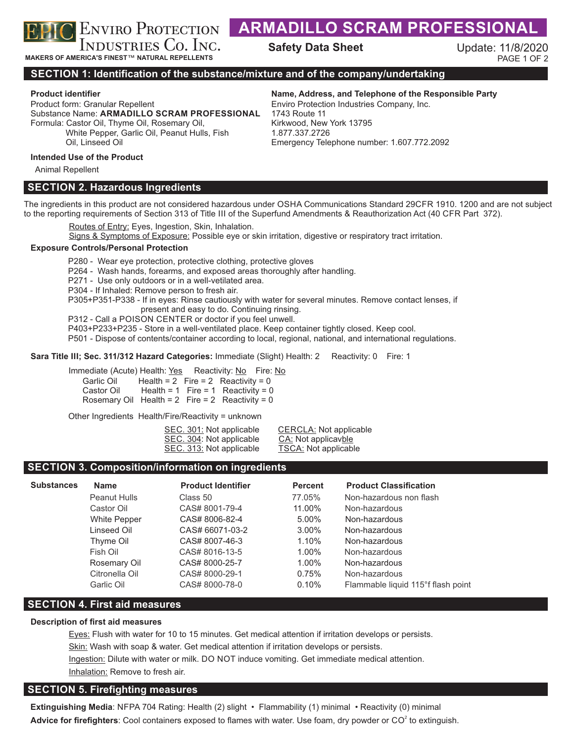**ENVIRO PROTECTION INDUSTRIES CO. INC.**

MAKERS OF AMERICA'S FINEST™ NATURAL REPELLENTS

# ARMADILLO SCRAM PROFESSIONAL

**Safety Data Sheet**

Update: 11/8/2020

## SECTION 1: Identification of the substance/mixture and of the company/undertaking

**Product identifier**

Product form: Granular Repellent
Substance Name: **ARMADILLO SCRAM PROFESSIONAL**
Formula: Castor Oil, Thyme Oil, Rosemary Oil, White Pepper, Garlic Oil, Peanut Hulls, Fish Oil, Linseed Oil

**Name, Address, and Telephone of the Responsible Party**

Enviro Protection Industries Company, Inc.
1743 Route 11
Kirkwood, New York 13795
1.877.337.2726
Emergency Telephone number: 1.607.772.2092

**Intended Use of the Product**

Animal Repellent

## SECTION 2. Hazardous Ingredients

The ingredients in this product are not considered hazardous under OSHA Communications Standard 29CFR 1910. 1200 and are not subject to the reporting requirements of Section 313 of Title III of the Superfund Amendments & Reauthorization Act (40 CFR Part 372).

Routes of Entry: Eyes, Ingestion, Skin, Inhalation.
Signs & Symptoms of Exposure: Possible eye or skin irritation, digestive or respiratory tract irritation.

**Exposure Controls/Personal Protection**

P280 - Wear eye protection, protective clothing, protective gloves
P264 - Wash hands, forearms, and exposed areas thoroughly after handling.
P271 - Use only outdoors or in a well-vetilated area.
P304 - If Inhaled: Remove person to fresh air.
P305+P351-P338 - If in eyes: Rinse cautiously with water for several minutes. Remove contact lenses, if present and easy to do. Continuing rinsing.
P312 - Call a POISON CENTER or doctor if you feel unwell.
P403+P233+P235 - Store in a well-ventilated place. Keep container tightly closed. Keep cool.
P501 - Dispose of contents/container according to local, regional, national, and international regulations.

**Sara Title III; Sec. 311/312 Hazard Categories:** Immediate (Slight) Health: 2 Reactivity: 0 Fire: 1

Immediate (Acute) Health: Yes Reactivity: No Fire: No

| | Health | Fire | Reactivity |
|---|---|---|---|
| Garlic Oil | Health = 2 | Fire = 2 | Reactivity = 0 |
| Castor Oil | Health = 1 | Fire = 1 | Reactivity = 0 |
| Rosemary Oil | Health = 2 | Fire = 2 | Reactivity = 0 |

Other Ingredients Health/Fire/Reactivity = unknown

SEC. 301: Not applicable
SEC. 304: Not applicable
SEC. 313: Not applicable
CERCLA: Not applicable
CA: Not applicavble
TSCA: Not applicable

## SECTION 3. Composition/information on ingredients

| Substances | Name | Product Identifier | Percent | Product Classification |
|---|---|---|---|---|
| | Peanut Hulls | Class 50 | 77.05% | Non-hazardous non flash |
| | Castor Oil | CAS# 8001-79-4 | 11.00% | Non-hazardous |
| | White Pepper | CAS# 8006-82-4 | 5.00% | Non-hazardous |
| | Linseed Oil | CAS# 66071-03-2 | 3.00% | Non-hazardous |
| | Thyme Oil | CAS# 8007-46-3 | 1.10% | Non-hazardous |
| | Fish Oil | CAS# 8016-13-5 | 1.00% | Non-hazardous |
| | Rosemary Oil | CAS# 8000-25-7 | 1.00% | Non-hazardous |
| | Citronella Oil | CAS# 8000-29-1 | 0.75% | Non-hazardous |
| | Garlic Oil | CAS# 8000-78-0 | 0.10% | Flammable liquid 115°f flash point |

## SECTION 4. First aid measures

**Description of first aid measures**

Eyes: Flush with water for 10 to 15 minutes. Get medical attention if irritation develops or persists.

Skin: Wash with soap & water. Get medical attention if irritation develops or persists.

Ingestion: Dilute with water or milk. DO NOT induce vomiting. Get immediate medical attention.

Inhalation: Remove to fresh air.

## SECTION 5. Firefighting measures

**Extinguishing Media**: NFPA 704 Rating: Health (2) slight • Flammability (1) minimal • Reactivity (0) minimal

**Advice for firefighters**: Cool containers exposed to flames with water. Use foam, dry powder or $CO^2$ to extinguish.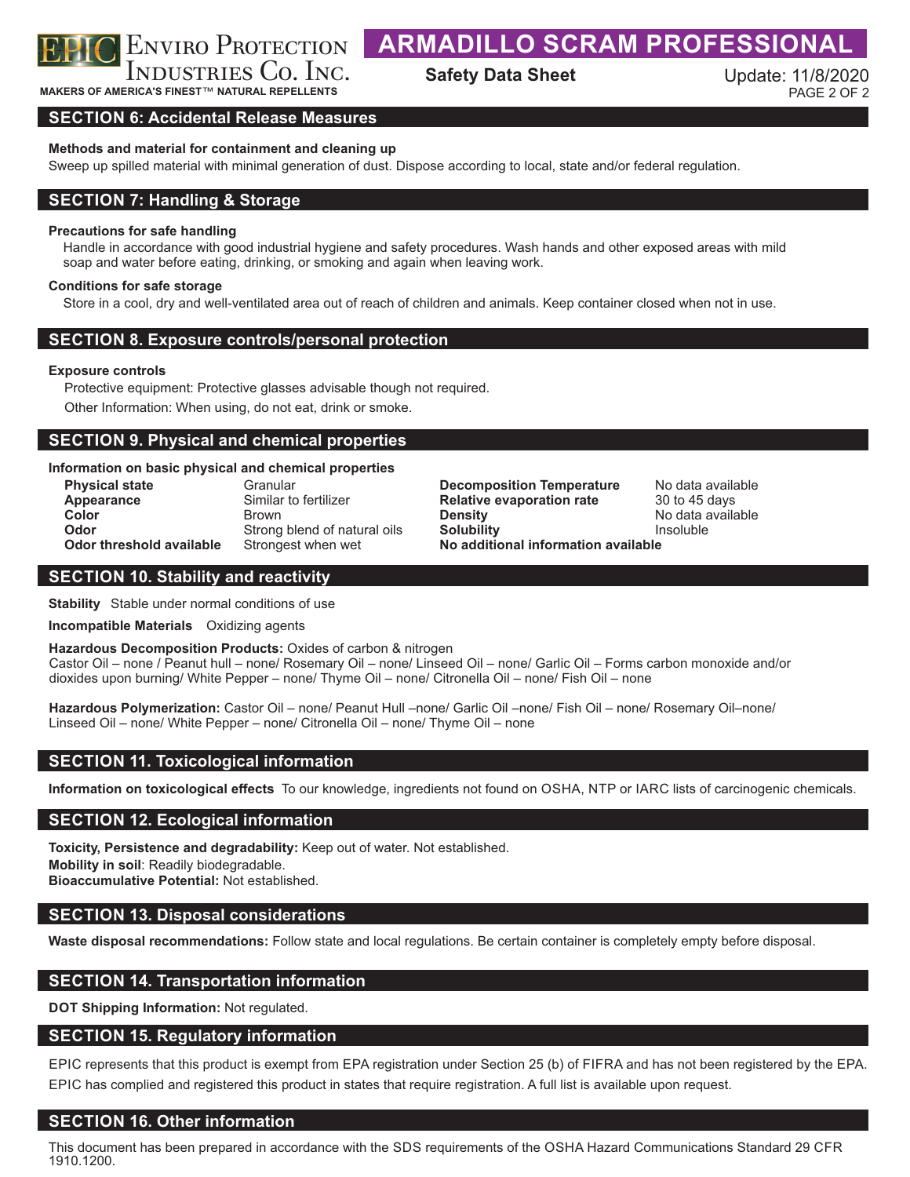## SECTION 6: Accidental Release Measures

**Methods and material for containment and cleaning up**

Sweep up spilled material with minimal generation of dust. Dispose according to local, state and/or federal regulation.

## SECTION 7: Handling & Storage

**Precautions for safe handling**

Handle in accordance with good industrial hygiene and safety procedures. Wash hands and other exposed areas with mild soap and water before eating, drinking, or smoking and again when leaving work.

**Conditions for safe storage**

Store in a cool, dry and well-ventilated area out of reach of children and animals. Keep container closed when not in use.

## SECTION 8. Exposure controls/personal protection

**Exposure controls**

Protective equipment: Protective glasses advisable though not required.

Other Information: When using, do not eat, drink or smoke.

## SECTION 9. Physical and chemical properties

**Information on basic physical and chemical properties**

| | | | |
|---|---|---|---|
| **Physical state** | Granular | **Decomposition Temperature** | No data available |
| **Appearance** | Similar to fertilizer | **Relative evaporation rate** | 30 to 45 days |
| **Color** | Brown | **Density** | No data available |
| **Odor** | Strong blend of natural oils | **Solubility** | Insoluble |
| **Odor threshold available** | Strongest when wet | **No additional information available** | |

## SECTION 10. Stability and reactivity

**Stability** Stable under normal conditions of use

**Incompatible Materials** Oxidizing agents

**Hazardous Decomposition Products:** Oxides of carbon & nitrogen
Castor Oil – none / Peanut hull – none/ Rosemary Oil – none/ Linseed Oil – none/ Garlic Oil – Forms carbon monoxide and/or dioxides upon burning/ White Pepper – none/ Thyme Oil – none/ Citronella Oil – none/ Fish Oil – none

**Hazardous Polymerization:** Castor Oil – none/ Peanut Hull –none/ Garlic Oil –none/ Fish Oil – none/ Rosemary Oil–none/ Linseed Oil – none/ White Pepper – none/ Citronella Oil – none/ Thyme Oil – none

## SECTION 11. Toxicological information

**Information on toxicological effects** To our knowledge, ingredients not found on OSHA, NTP or IARC lists of carcinogenic chemicals.

## SECTION 12. Ecological information

**Toxicity, Persistence and degradability:** Keep out of water. Not established.
**Mobility in soil**: Readily biodegradable.
**Bioaccumulative Potential:** Not established.

## SECTION 13. Disposal considerations

**Waste disposal recommendations:** Follow state and local regulations. Be certain container is completely empty before disposal.

## SECTION 14. Transportation information

**DOT Shipping Information:** Not regulated.

## SECTION 15. Regulatory information

EPIC represents that this product is exempt from EPA registration under Section 25 (b) of FIFRA and has not been registered by the EPA.

EPIC has complied and registered this product in states that require registration. A full list is available upon request.

## SECTION 16. Other information

This document has been prepared in accordance with the SDS requirements of the OSHA Hazard Communications Standard 29 CFR 1910.1200.